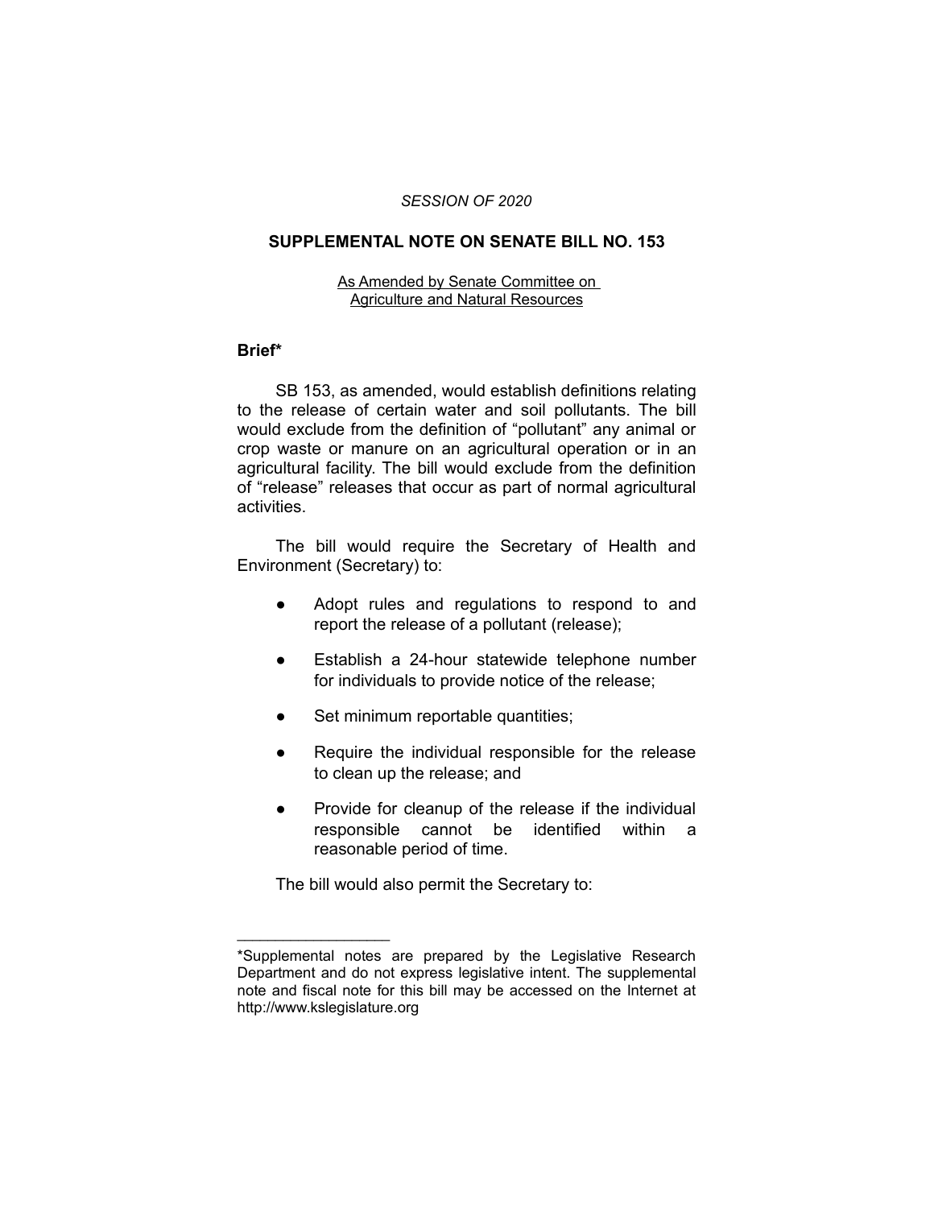*SESSION OF 2020*

## SUPPLEMENTAL NOTE ON SENATE BILL NO. 153

As Amended by Senate Committee on Agriculture and Natural Resources

### Brief*

SB 153, as amended, would establish definitions relating to the release of certain water and soil pollutants. The bill would exclude from the definition of "pollutant" any animal or crop waste or manure on an agricultural operation or in an agricultural facility. The bill would exclude from the definition of "release" releases that occur as part of normal agricultural activities.

The bill would require the Secretary of Health and Environment (Secretary) to:

- Adopt rules and regulations to respond to and report the release of a pollutant (release);
- Establish a 24-hour statewide telephone number for individuals to provide notice of the release;
- Set minimum reportable quantities;
- Require the individual responsible for the release to clean up the release; and
- Provide for cleanup of the release if the individual responsible cannot be identified within a reasonable period of time.

The bill would also permit the Secretary to:

---

*Supplemental notes are prepared by the Legislative Research Department and do not express legislative intent. The supplemental note and fiscal note for this bill may be accessed on the Internet at http://www.kslegislature.org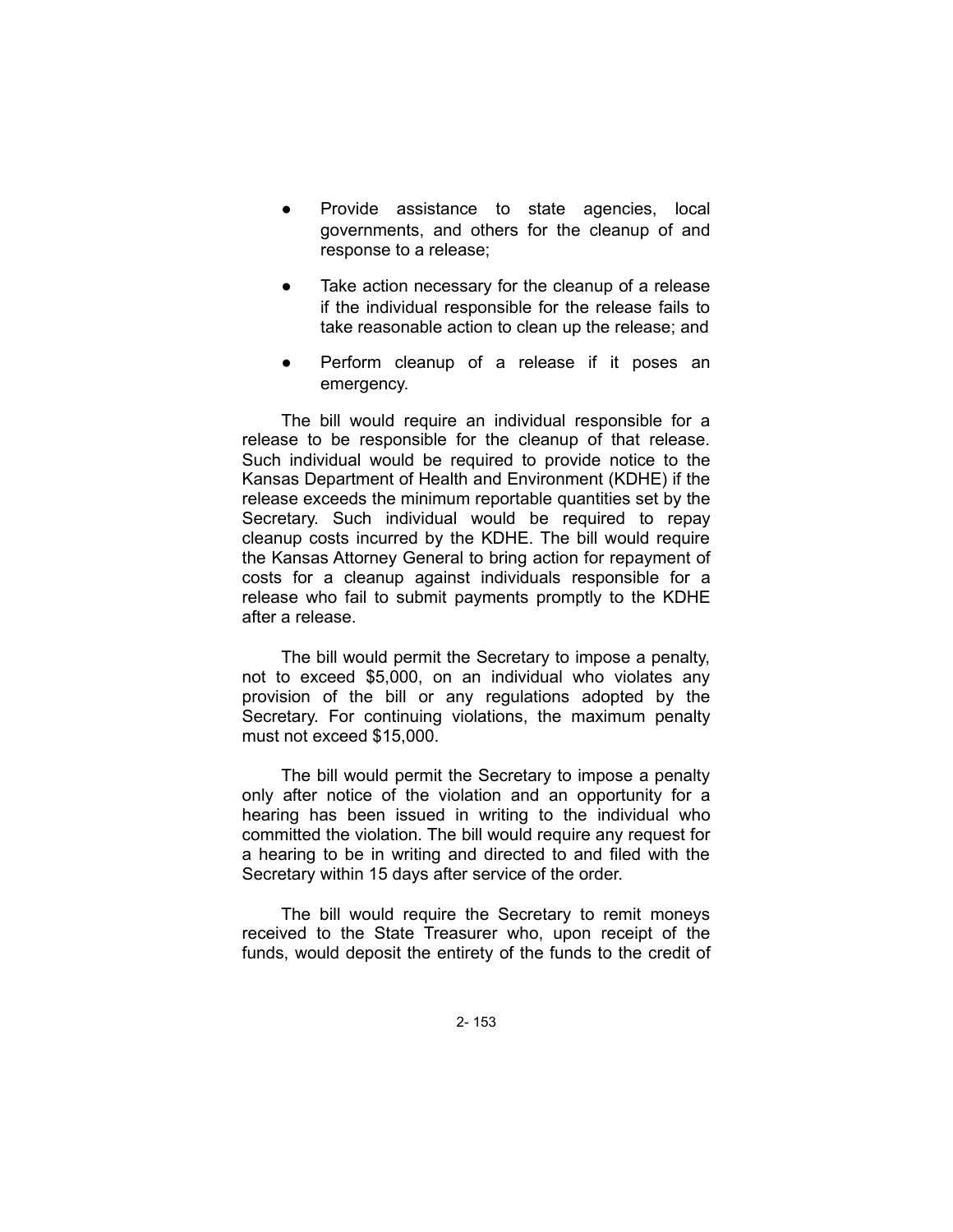- Provide assistance to state agencies, local governments, and others for the cleanup of and response to a release;
- Take action necessary for the cleanup of a release if the individual responsible for the release fails to take reasonable action to clean up the release; and
- Perform cleanup of a release if it poses an emergency.

The bill would require an individual responsible for a release to be responsible for the cleanup of that release. Such individual would be required to provide notice to the Kansas Department of Health and Environment (KDHE) if the release exceeds the minimum reportable quantities set by the Secretary. Such individual would be required to repay cleanup costs incurred by the KDHE. The bill would require the Kansas Attorney General to bring action for repayment of costs for a cleanup against individuals responsible for a release who fail to submit payments promptly to the KDHE after a release.

The bill would permit the Secretary to impose a penalty, not to exceed $5,000, on an individual who violates any provision of the bill or any regulations adopted by the Secretary. For continuing violations, the maximum penalty must not exceed $15,000.

The bill would permit the Secretary to impose a penalty only after notice of the violation and an opportunity for a hearing has been issued in writing to the individual who committed the violation. The bill would require any request for a hearing to be in writing and directed to and filed with the Secretary within 15 days after service of the order.

The bill would require the Secretary to remit moneys received to the State Treasurer who, upon receipt of the funds, would deposit the entirety of the funds to the credit of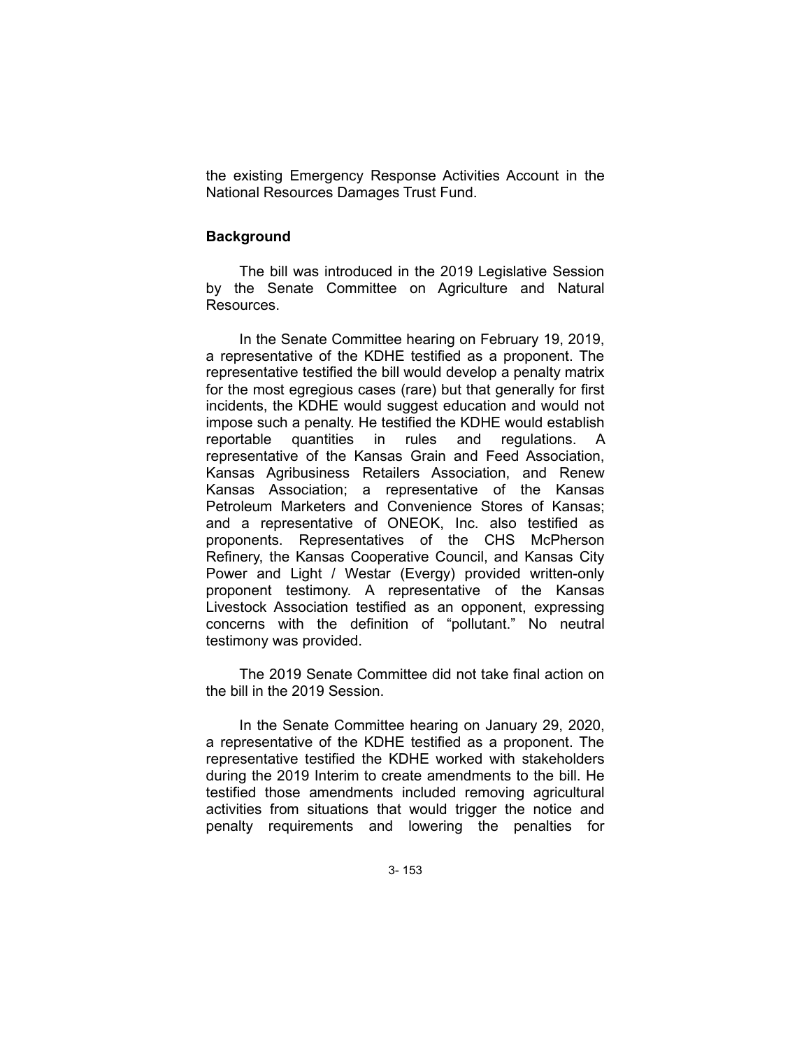the existing Emergency Response Activities Account in the National Resources Damages Trust Fund.

## Background

The bill was introduced in the 2019 Legislative Session by the Senate Committee on Agriculture and Natural Resources.

In the Senate Committee hearing on February 19, 2019, a representative of the KDHE testified as a proponent. The representative testified the bill would develop a penalty matrix for the most egregious cases (rare) but that generally for first incidents, the KDHE would suggest education and would not impose such a penalty. He testified the KDHE would establish reportable quantities in rules and regulations. A representative of the Kansas Grain and Feed Association, Kansas Agribusiness Retailers Association, and Renew Kansas Association; a representative of the Kansas Petroleum Marketers and Convenience Stores of Kansas; and a representative of ONEOK, Inc. also testified as proponents. Representatives of the CHS McPherson Refinery, the Kansas Cooperative Council, and Kansas City Power and Light / Westar (Evergy) provided written-only proponent testimony. A representative of the Kansas Livestock Association testified as an opponent, expressing concerns with the definition of "pollutant." No neutral testimony was provided.

The 2019 Senate Committee did not take final action on the bill in the 2019 Session.

In the Senate Committee hearing on January 29, 2020, a representative of the KDHE testified as a proponent. The representative testified the KDHE worked with stakeholders during the 2019 Interim to create amendments to the bill. He testified those amendments included removing agricultural activities from situations that would trigger the notice and penalty requirements and lowering the penalties for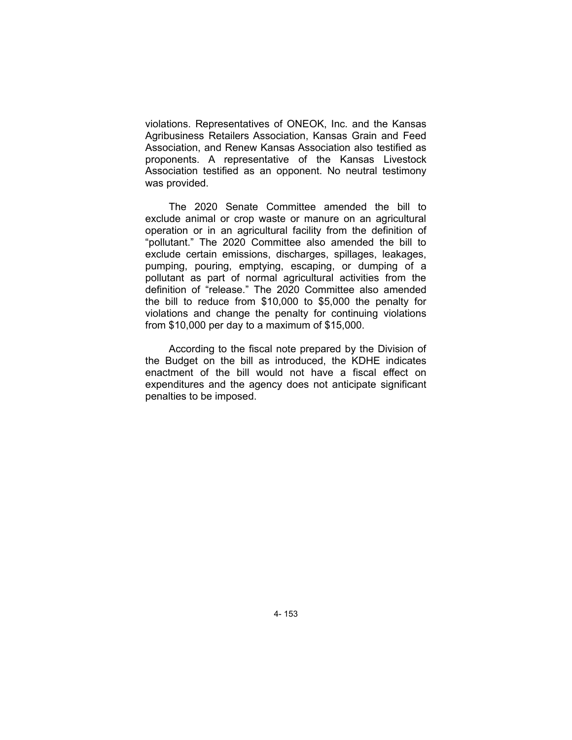violations. Representatives of ONEOK, Inc. and the Kansas Agribusiness Retailers Association, Kansas Grain and Feed Association, and Renew Kansas Association also testified as proponents. A representative of the Kansas Livestock Association testified as an opponent. No neutral testimony was provided.

The 2020 Senate Committee amended the bill to exclude animal or crop waste or manure on an agricultural operation or in an agricultural facility from the definition of "pollutant." The 2020 Committee also amended the bill to exclude certain emissions, discharges, spillages, leakages, pumping, pouring, emptying, escaping, or dumping of a pollutant as part of normal agricultural activities from the definition of "release." The 2020 Committee also amended the bill to reduce from $10,000 to $5,000 the penalty for violations and change the penalty for continuing violations from $10,000 per day to a maximum of $15,000.

According to the fiscal note prepared by the Division of the Budget on the bill as introduced, the KDHE indicates enactment of the bill would not have a fiscal effect on expenditures and the agency does not anticipate significant penalties to be imposed.